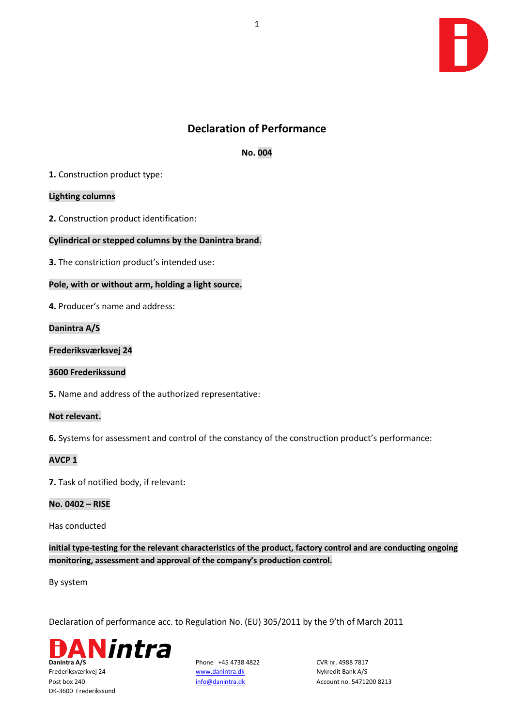# Declaration of Performance

**No. 004**

**1.** Construction product type:

**Lighting columns**

**2.** Construction product identification:

**Cylindrical or stepped columns by the Danintra brand.**

**3.** The constriction product's intended use:

**Pole, with or without arm, holding a light source.**

**4.** Producer's name and address:

**Danintra A/S**

**Frederiksværksvej 24**

**3600 Frederikssund**

**5.** Name and address of the authorized representative:

**Not relevant.**

**6.** Systems for assessment and control of the constancy of the construction product's performance:

**AVCP 1**

**7.** Task of notified body, if relevant:

**No. 0402 – RISE**

Has conducted

**initial type-testing for the relevant characteristics of the product, factory control and are conducting ongoing monitoring, assessment and approval of the company's production control.**

By system

Declaration of performance acc. to Regulation No. (EU) 305/2011 by the 9'th of March 2011

**Danintra A/S**
Frederiksværksvej 24
Post box 240
DK-3600 Frederikssund

Phone +45 4738 4822
www.danintra.dk
info@danintra.dk

CVR nr. 4988 7817
Nykredit Bank A/S
Account no. 5471200 8213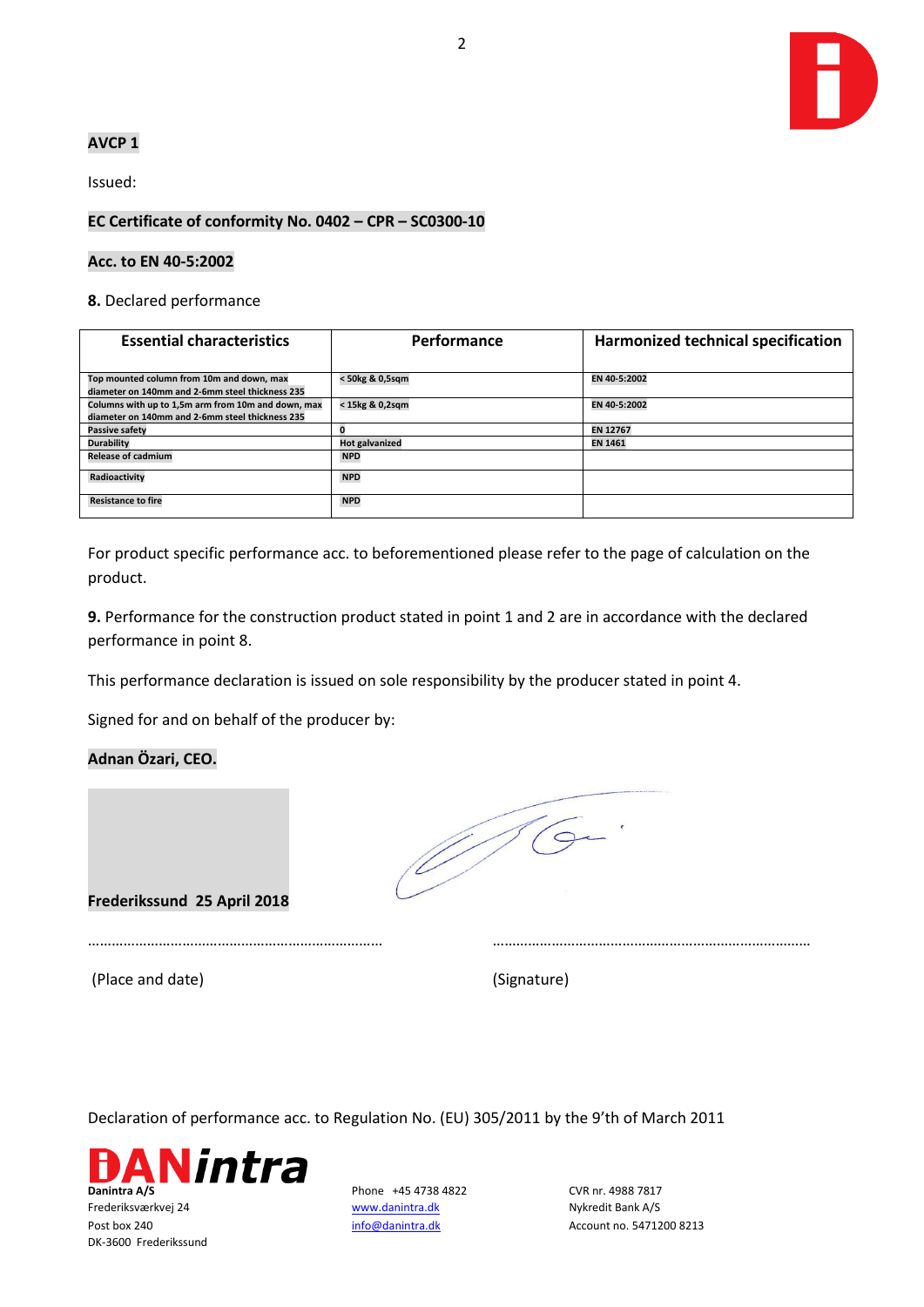**AVCP 1**

Issued:

**EC Certificate of conformity No. 0402 – CPR – SC0300-10**

**Acc. to EN 40-5:2002**

**8.** Declared performance

| Essential characteristics | Performance | Harmonized technical specification |
|---|---|---|
| Top mounted column from 10m and down, max diameter on 140mm and 2-6mm steel thickness 235 | < 50kg & 0,5sqm | EN 40-5:2002 |
| Columns with up to 1,5m arm from 10m and down, max diameter on 140mm and 2-6mm steel thickness 235 | < 15kg & 0,2sqm | EN 40-5:2002 |
| Passive safety | 0 | EN 12767 |
| Durability | Hot galvanized | EN 1461 |
| Release of cadmium | NPD | |
| Radioactivity | NPD | |
| Resistance to fire | NPD | |

For product specific performance acc. to beforementioned please refer to the page of calculation on the product.

**9.** Performance for the construction product stated in point 1 and 2 are in accordance with the declared performance in point 8.

This performance declaration is issued on sole responsibility by the producer stated in point 4.

Signed for and on behalf of the producer by:

**Adnan Özari, CEO.**

**Frederikssund 25 April 2018**

……………………………………………………………… ……………………………………………………………………

(Place and date) (Signature)

Declaration of performance acc. to Regulation No. (EU) 305/2011 by the 9'th of March 2011

**DANintra**

**Danintra A/S**
Frederiksværkvej 24
Post box 240
DK-3600 Frederikssund

Phone +45 4738 4822
www.danintra.dk
info@danintra.dk

CVR nr. 4988 7817
Nykredit Bank A/S
Account no. 5471200 8213